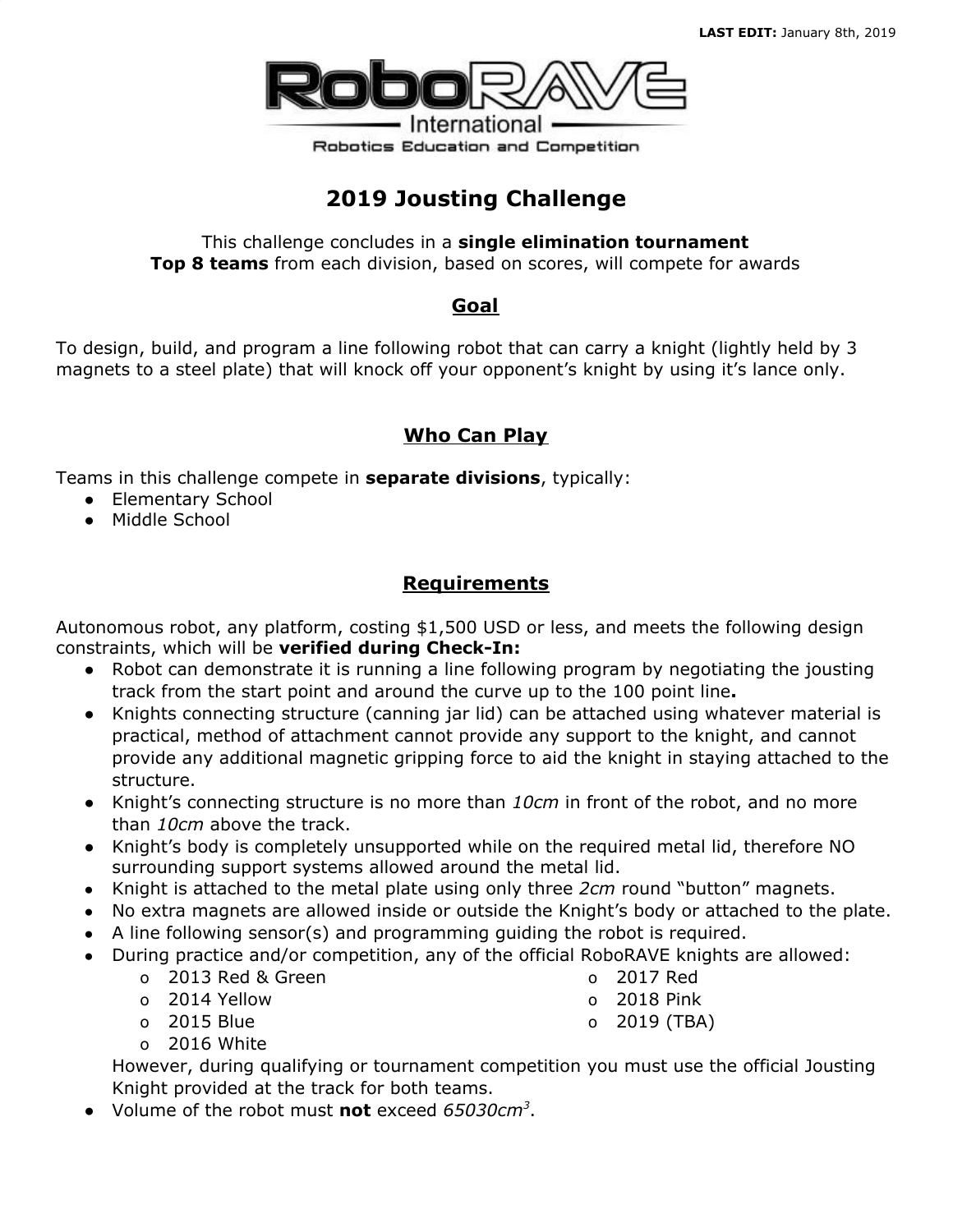**LAST EDIT:** January 8th, 2019

RoboRAVE International
Robotics Education and Competition

# 2019 Jousting Challenge

This challenge concludes in a **single elimination tournament**
**Top 8 teams** from each division, based on scores, will compete for awards

## Goal

To design, build, and program a line following robot that can carry a knight (lightly held by 3 magnets to a steel plate) that will knock off your opponent's knight by using it's lance only.

## Who Can Play

Teams in this challenge compete in **separate divisions**, typically:

- Elementary School
- Middle School

## Requirements

Autonomous robot, any platform, costing $1,500 USD or less, and meets the following design constraints, which will be **verified during Check-In:**

- Robot can demonstrate it is running a line following program by negotiating the jousting track from the start point and around the curve up to the 100 point line**.**
- Knights connecting structure (canning jar lid) can be attached using whatever material is practical, method of attachment cannot provide any support to the knight, and cannot provide any additional magnetic gripping force to aid the knight in staying attached to the structure.
- Knight's connecting structure is no more than *10cm* in front of the robot, and no more than *10cm* above the track.
- Knight's body is completely unsupported while on the required metal lid, therefore NO surrounding support systems allowed around the metal lid.
- Knight is attached to the metal plate using only three *2cm* round "button" magnets.
- No extra magnets are allowed inside or outside the Knight's body or attached to the plate.
- A line following sensor(s) and programming guiding the robot is required.
- During practice and/or competition, any of the official RoboRAVE knights are allowed:
  - 2013 Red & Green
  - 2014 Yellow
  - 2015 Blue
  - 2016 White
  - 2017 Red
  - 2018 Pink
  - 2019 (TBA)

  However, during qualifying or tournament competition you must use the official Jousting Knight provided at the track for both teams.
- Volume of the robot must **not** exceed *65030*$cm^3$.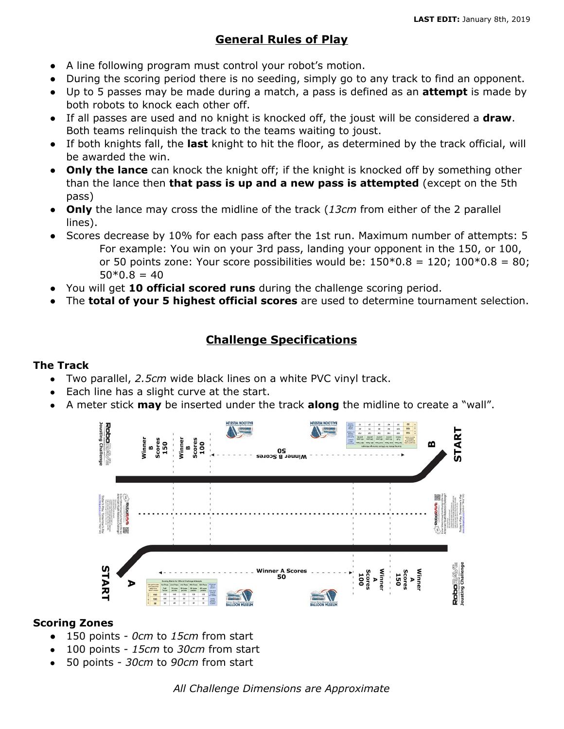**LAST EDIT:** January 8th, 2019

## General Rules of Play

- A line following program must control your robot's motion.
- During the scoring period there is no seeding, simply go to any track to find an opponent.
- Up to 5 passes may be made during a match, a pass is defined as an **attempt** is made by both robots to knock each other off.
- If all passes are used and no knight is knocked off, the joust will be considered a **draw**. Both teams relinquish the track to the teams waiting to joust.
- If both knights fall, the **last** knight to hit the floor, as determined by the track official, will be awarded the win.
- **Only the lance** can knock the knight off; if the knight is knocked off by something other than the lance then **that pass is up and a new pass is attempted** (except on the 5th pass)
- **Only** the lance may cross the midline of the track (*13cm* from either of the 2 parallel lines).
- Scores decrease by 10% for each pass after the 1st run. Maximum number of attempts: 5
  For example: You win on your 3rd pass, landing your opponent in the 150, or 100, or 50 points zone: Your score possibilities would be: 150*0.8 = 120; 100*0.8 = 80; 50*0.8 = 40
- You will get **10 official scored runs** during the challenge scoring period.
- The **total of your 5 highest official scores** are used to determine tournament selection.

## Challenge Specifications

### The Track

- Two parallel, *2.5cm* wide black lines on a white PVC vinyl track.
- Each line has a slight curve at the start.
- A meter stick **may** be inserted under the track **along** the midline to create a "wall".

START B | Winner B Scores 150 | Winner B Scores 100 | Winner B Scores 50

START A | Winner A Scores 50 | Winner A Scores 100 | Winner A Scores 150

### Scoring Zones

- 150 points - *0cm* to *15cm* from start
- 100 points - *15cm* to *30cm* from start
- 50 points - *30cm* to *90cm* from start

*All Challenge Dimensions are Approximate*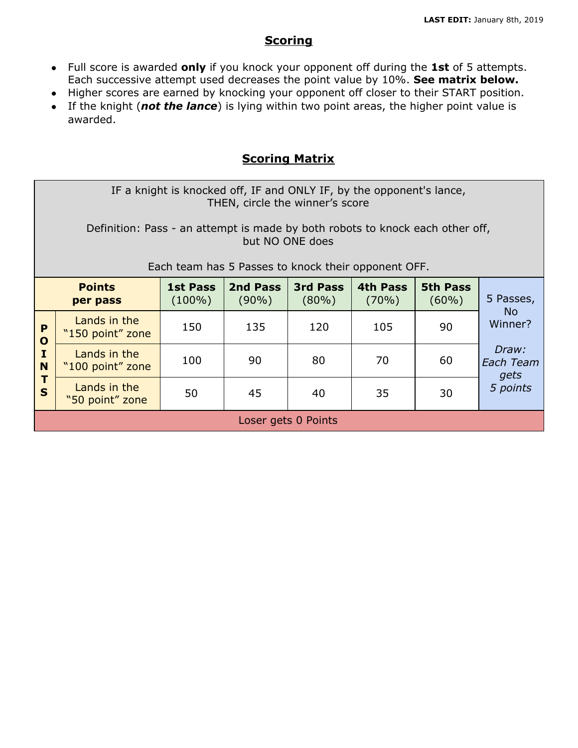**LAST EDIT:** January 8th, 2019

## Scoring

- Full score is awarded **only** if you knock your opponent off during the **1st** of 5 attempts. Each successive attempt used decreases the point value by 10%. **See matrix below.**
- Higher scores are earned by knocking your opponent off closer to their START position.
- If the knight (***not the lance***) is lying within two point areas, the higher point value is awarded.

## Scoring Matrix

IF a knight is knocked off, IF and ONLY IF, by the opponent's lance, THEN, circle the winner's score

Definition: Pass - an attempt is made by both robots to knock each other off, but NO ONE does

Each team has 5 Passes to knock their opponent OFF.

| | Points per pass | 1st Pass (100%) | 2nd Pass (90%) | 3rd Pass (80%) | 4th Pass (70%) | 5th Pass (60%) | 5 Passes, No Winner? |
|---|---|---|---|---|---|---|---|
| **POINTS** | Lands in the "150 point" zone | 150 | 135 | 120 | 105 | 90 | *Draw: Each Team gets 5 points* |
| | Lands in the "100 point" zone | 100 | 90 | 80 | 70 | 60 | |
| | Lands in the "50 point" zone | 50 | 45 | 40 | 35 | 30 | |
| Loser gets 0 Points | | | | | | | |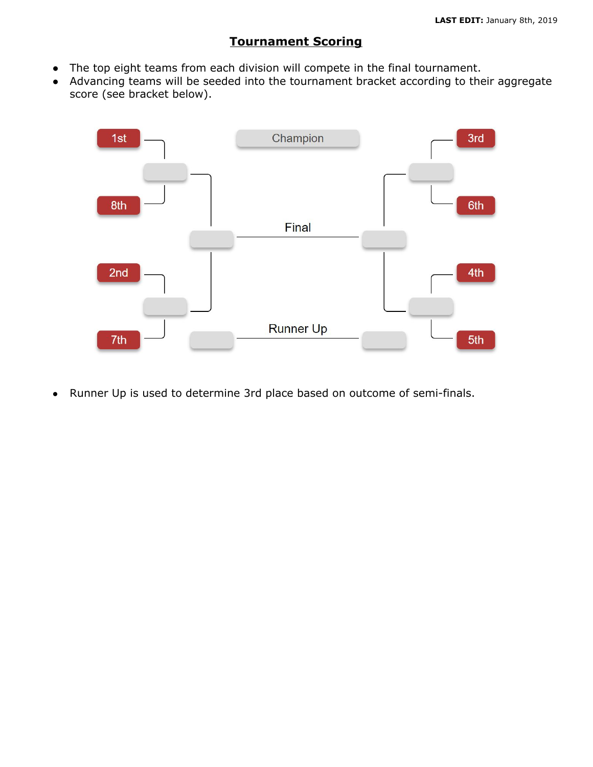**LAST EDIT:** January 8th, 2019

## Tournament Scoring

- The top eight teams from each division will compete in the final tournament.
- Advancing teams will be seeded into the tournament bracket according to their aggregate score (see bracket below).

1st

8th

2nd

7th

Champion

Final

Runner Up

3rd

6th

4th

5th

- Runner Up is used to determine 3rd place based on outcome of semi-finals.